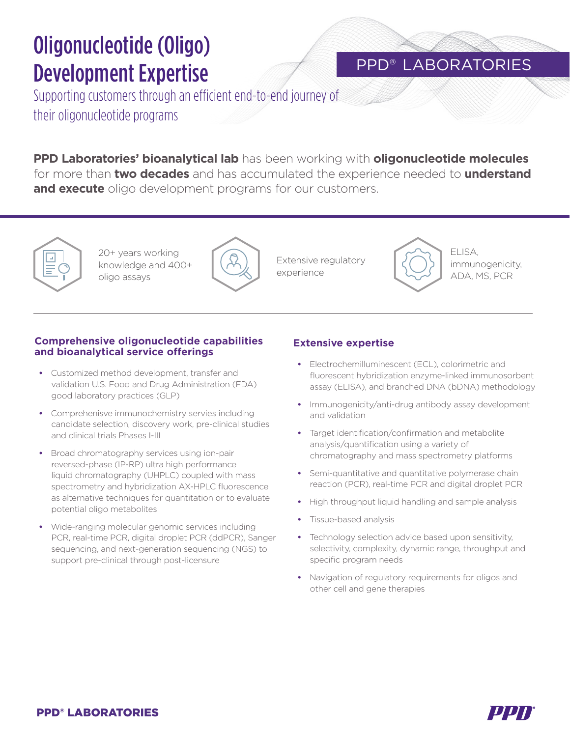# Oligonucleotide (Oligo) Development Expertise

PPD® LABORATORIES

Supporting customers through an efficient end-to-end journey of their oligonucleotide programs

**PPD Laboratories' bioanalytical lab** has been working with **oligonucleotide molecules** for more than **two decades** and has accumulated the experience needed to **understand and execute** oligo development programs for our customers.

20+ years working knowledge and 400+ oligo assays

Extensive regulatory experience

ELISA, immunogenicity, ADA, MS, PCR

## Comprehensive oligonucleotide capabilities and bioanalytical service offerings

- Customized method development, transfer and validation U.S. Food and Drug Administration (FDA) good laboratory practices (GLP)
- Comprehenisve immunochemistry servies including candidate selection, discovery work, pre-clinical studies and clinical trials Phases I-III
- Broad chromatography services using ion-pair reversed-phase (IP-RP) ultra high performance liquid chromatography (UHPLC) coupled with mass spectrometry and hybridization AX-HPLC fluorescence as alternative techniques for quantitation or to evaluate potential oligo metabolites
- Wide-ranging molecular genomic services including PCR, real-time PCR, digital droplet PCR (ddPCR), Sanger sequencing, and next-generation sequencing (NGS) to support pre-clinical through post-licensure

## Extensive expertise

- Electrochemilluminescent (ECL), colorimetric and fluorescent hybridization enzyme-linked immunosorbent assay (ELISA), and branched DNA (bDNA) methodology
- Immunogenicity/anti-drug antibody assay development and validation
- Target identification/confirmation and metabolite analysis/quantification using a variety of chromatography and mass spectrometry platforms
- Semi-quantitative and quantitative polymerase chain reaction (PCR), real-time PCR and digital droplet PCR
- High throughput liquid handling and sample analysis
- Tissue-based analysis
- Technology selection advice based upon sensitivity, selectivity, complexity, dynamic range, throughput and specific program needs
- Navigation of regulatory requirements for oligos and other cell and gene therapies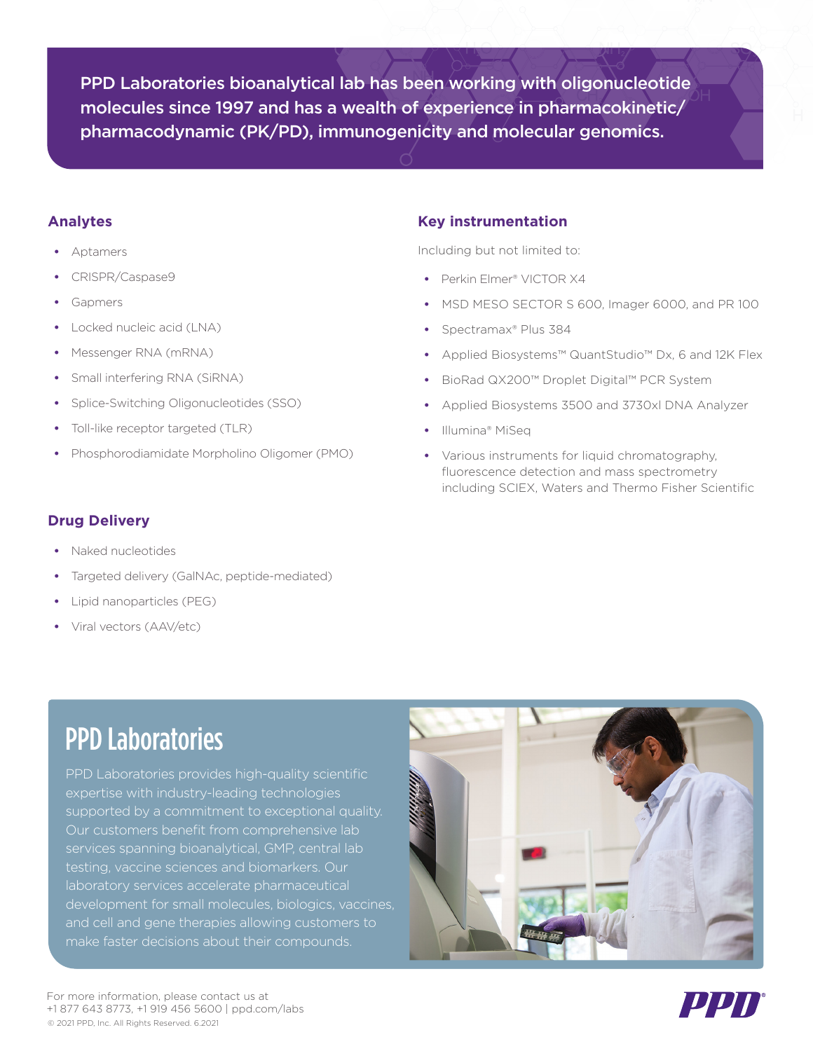**PPD Laboratories bioanalytical lab has been working with oligonucleotide molecules since 1997 and has a wealth of experience in pharmacokinetic/pharmacodynamic (PK/PD), immunogenicity and molecular genomics.**

### Analytes

- Aptamers
- CRISPR/Caspase9
- Gapmers
- Locked nucleic acid (LNA)
- Messenger RNA (mRNA)
- Small interfering RNA (SiRNA)
- Splice-Switching Oligonucleotides (SSO)
- Toll-like receptor targeted (TLR)
- Phosphorodiamidate Morpholino Oligomer (PMO)

### Drug Delivery

- Naked nucleotides
- Targeted delivery (GalNAc, peptide-mediated)
- Lipid nanoparticles (PEG)
- Viral vectors (AAV/etc)

### Key instrumentation

Including but not limited to:

- Perkin Elmer® VICTOR X4
- MSD MESO SECTOR S 600, Imager 6000, and PR 100
- Spectramax® Plus 384
- Applied Biosystems™ QuantStudio™ Dx, 6 and 12K Flex
- BioRad QX200™ Droplet Digital™ PCR System
- Applied Biosystems 3500 and 3730xl DNA Analyzer
- Illumina® MiSeq
- Various instruments for liquid chromatography, fluorescence detection and mass spectrometry including SCIEX, Waters and Thermo Fisher Scientific

## PPD Laboratories

PPD Laboratories provides high-quality scientific expertise with industry-leading technologies supported by a commitment to exceptional quality. Our customers benefit from comprehensive lab services spanning bioanalytical, GMP, central lab testing, vaccine sciences and biomarkers. Our laboratory services accelerate pharmaceutical development for small molecules, biologics, vaccines, and cell and gene therapies allowing customers to make faster decisions about their compounds.

For more information, please contact us at
+1 877 643 8773, +1 919 456 5600 | ppd.com/labs

© 2021 PPD, Inc. All Rights Reserved. 6.2021

PPD®